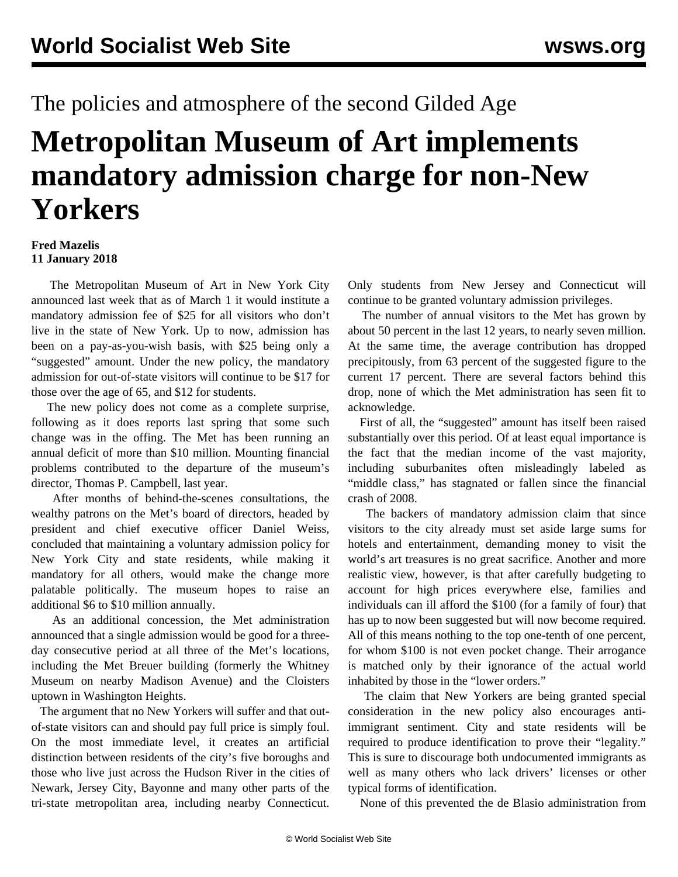The policies and atmosphere of the second Gilded Age

# Metropolitan Museum of Art implements mandatory admission charge for non-New Yorkers

**Fred Mazelis**
**11 January 2018**

The Metropolitan Museum of Art in New York City announced last week that as of March 1 it would institute a mandatory admission fee of $25 for all visitors who don't live in the state of New York. Up to now, admission has been on a pay-as-you-wish basis, with $25 being only a "suggested" amount. Under the new policy, the mandatory admission for out-of-state visitors will continue to be $17 for those over the age of 65, and $12 for students.

The new policy does not come as a complete surprise, following as it does reports last spring that some such change was in the offing. The Met has been running an annual deficit of more than $10 million. Mounting financial problems contributed to the departure of the museum's director, Thomas P. Campbell, last year.

After months of behind-the-scenes consultations, the wealthy patrons on the Met's board of directors, headed by president and chief executive officer Daniel Weiss, concluded that maintaining a voluntary admission policy for New York City and state residents, while making it mandatory for all others, would make the change more palatable politically. The museum hopes to raise an additional $6 to $10 million annually.

As an additional concession, the Met administration announced that a single admission would be good for a three-day consecutive period at all three of the Met's locations, including the Met Breuer building (formerly the Whitney Museum on nearby Madison Avenue) and the Cloisters uptown in Washington Heights.

The argument that no New Yorkers will suffer and that out-of-state visitors can and should pay full price is simply foul. On the most immediate level, it creates an artificial distinction between residents of the city's five boroughs and those who live just across the Hudson River in the cities of Newark, Jersey City, Bayonne and many other parts of the tri-state metropolitan area, including nearby Connecticut. Only students from New Jersey and Connecticut will continue to be granted voluntary admission privileges.

The number of annual visitors to the Met has grown by about 50 percent in the last 12 years, to nearly seven million. At the same time, the average contribution has dropped precipitously, from 63 percent of the suggested figure to the current 17 percent. There are several factors behind this drop, none of which the Met administration has seen fit to acknowledge.

First of all, the "suggested" amount has itself been raised substantially over this period. Of at least equal importance is the fact that the median income of the vast majority, including suburbanites often misleadingly labeled as "middle class," has stagnated or fallen since the financial crash of 2008.

The backers of mandatory admission claim that since visitors to the city already must set aside large sums for hotels and entertainment, demanding money to visit the world's art treasures is no great sacrifice. Another and more realistic view, however, is that after carefully budgeting to account for high prices everywhere else, families and individuals can ill afford the $100 (for a family of four) that has up to now been suggested but will now become required. All of this means nothing to the top one-tenth of one percent, for whom $100 is not even pocket change. Their arrogance is matched only by their ignorance of the actual world inhabited by those in the "lower orders."

The claim that New Yorkers are being granted special consideration in the new policy also encourages anti-immigrant sentiment. City and state residents will be required to produce identification to prove their "legality." This is sure to discourage both undocumented immigrants as well as many others who lack drivers' licenses or other typical forms of identification.

None of this prevented the de Blasio administration from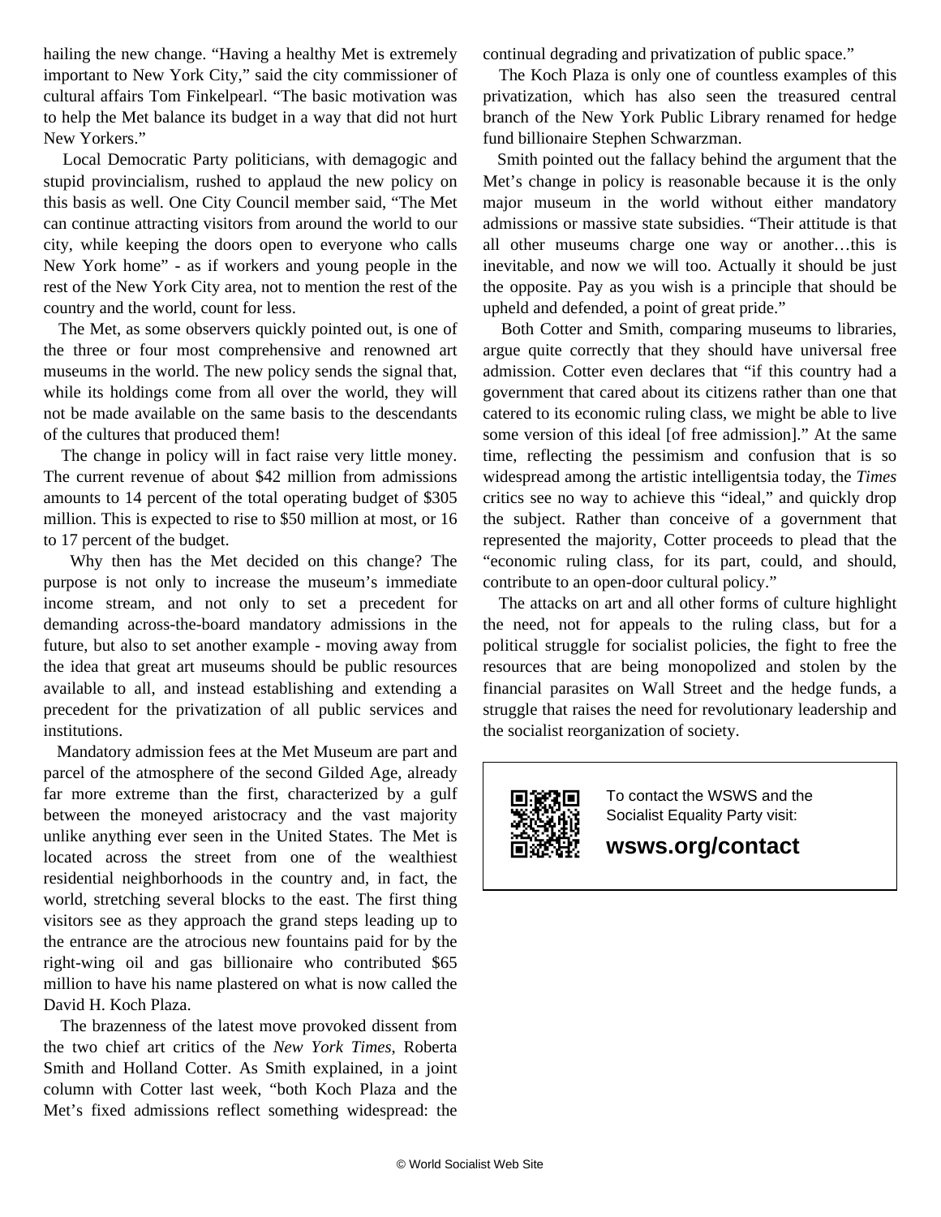hailing the new change. “Having a healthy Met is extremely important to New York City,” said the city commissioner of cultural affairs Tom Finkelpearl. “The basic motivation was to help the Met balance its budget in a way that did not hurt New Yorkers.”

Local Democratic Party politicians, with demagogic and stupid provincialism, rushed to applaud the new policy on this basis as well. One City Council member said, “The Met can continue attracting visitors from around the world to our city, while keeping the doors open to everyone who calls New York home” - as if workers and young people in the rest of the New York City area, not to mention the rest of the country and the world, count for less.

The Met, as some observers quickly pointed out, is one of the three or four most comprehensive and renowned art museums in the world. The new policy sends the signal that, while its holdings come from all over the world, they will not be made available on the same basis to the descendants of the cultures that produced them!

The change in policy will in fact raise very little money. The current revenue of about $42 million from admissions amounts to 14 percent of the total operating budget of $305 million. This is expected to rise to $50 million at most, or 16 to 17 percent of the budget.

Why then has the Met decided on this change? The purpose is not only to increase the museum’s immediate income stream, and not only to set a precedent for demanding across-the-board mandatory admissions in the future, but also to set another example - moving away from the idea that great art museums should be public resources available to all, and instead establishing and extending a precedent for the privatization of all public services and institutions.

Mandatory admission fees at the Met Museum are part and parcel of the atmosphere of the second Gilded Age, already far more extreme than the first, characterized by a gulf between the moneyed aristocracy and the vast majority unlike anything ever seen in the United States. The Met is located across the street from one of the wealthiest residential neighborhoods in the country and, in fact, the world, stretching several blocks to the east. The first thing visitors see as they approach the grand steps leading up to the entrance are the atrocious new fountains paid for by the right-wing oil and gas billionaire who contributed $65 million to have his name plastered on what is now called the David H. Koch Plaza.

The brazenness of the latest move provoked dissent from the two chief art critics of the *New York Times*, Roberta Smith and Holland Cotter. As Smith explained, in a joint column with Cotter last week, “both Koch Plaza and the Met’s fixed admissions reflect something widespread: the continual degrading and privatization of public space.”

The Koch Plaza is only one of countless examples of this privatization, which has also seen the treasured central branch of the New York Public Library renamed for hedge fund billionaire Stephen Schwarzman.

Smith pointed out the fallacy behind the argument that the Met’s change in policy is reasonable because it is the only major museum in the world without either mandatory admissions or massive state subsidies. “Their attitude is that all other museums charge one way or another…this is inevitable, and now we will too. Actually it should be just the opposite. Pay as you wish is a principle that should be upheld and defended, a point of great pride.”

Both Cotter and Smith, comparing museums to libraries, argue quite correctly that they should have universal free admission. Cotter even declares that “if this country had a government that cared about its citizens rather than one that catered to its economic ruling class, we might be able to live some version of this ideal [of free admission].” At the same time, reflecting the pessimism and confusion that is so widespread among the artistic intelligentsia today, the *Times* critics see no way to achieve this “ideal,” and quickly drop the subject. Rather than conceive of a government that represented the majority, Cotter proceeds to plead that the “economic ruling class, for its part, could, and should, contribute to an open-door cultural policy.”

The attacks on art and all other forms of culture highlight the need, not for appeals to the ruling class, but for a political struggle for socialist policies, the fight to free the resources that are being monopolized and stolen by the financial parasites on Wall Street and the hedge funds, a struggle that raises the need for revolutionary leadership and the socialist reorganization of society.

To contact the WSWS and the Socialist Equality Party visit:

**wsws.org/contact**